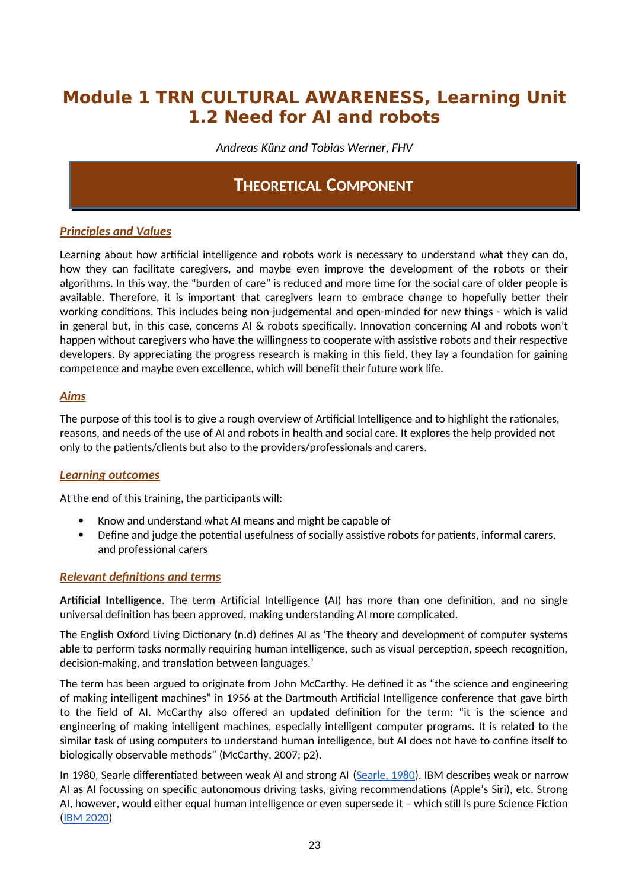# Module 1 TRN CULTURAL AWARENESS, Learning Unit 1.2 Need for AI and robots

*Andreas Künz and Tobias Werner, FHV*

## THEORETICAL COMPONENT

### *Principles and Values*

Learning about how artificial intelligence and robots work is necessary to understand what they can do, how they can facilitate caregivers, and maybe even improve the development of the robots or their algorithms. In this way, the "burden of care" is reduced and more time for the social care of older people is available. Therefore, it is important that caregivers learn to embrace change to hopefully better their working conditions. This includes being non-judgemental and open-minded for new things - which is valid in general but, in this case, concerns AI & robots specifically. Innovation concerning AI and robots won't happen without caregivers who have the willingness to cooperate with assistive robots and their respective developers. By appreciating the progress research is making in this field, they lay a foundation for gaining competence and maybe even excellence, which will benefit their future work life.

### *Aims*

The purpose of this tool is to give a rough overview of Artificial Intelligence and to highlight the rationales, reasons, and needs of the use of AI and robots in health and social care. It explores the help provided not only to the patients/clients but also to the providers/professionals and carers.

### *Learning outcomes*

At the end of this training, the participants will:

- Know and understand what AI means and might be capable of
- Define and judge the potential usefulness of socially assistive robots for patients, informal carers, and professional carers

### *Relevant definitions and terms*

**Artificial Intelligence**. The term Artificial Intelligence (AI) has more than one definition, and no single universal definition has been approved, making understanding AI more complicated.

The English Oxford Living Dictionary (n.d) defines AI as 'The theory and development of computer systems able to perform tasks normally requiring human intelligence, such as visual perception, speech recognition, decision-making, and translation between languages.'

The term has been argued to originate from John McCarthy. He defined it as "the science and engineering of making intelligent machines" in 1956 at the Dartmouth Artificial Intelligence conference that gave birth to the field of AI. McCarthy also offered an updated definition for the term: "it is the science and engineering of making intelligent machines, especially intelligent computer programs. It is related to the similar task of using computers to understand human intelligence, but AI does not have to confine itself to biologically observable methods" (McCarthy, 2007; p2).

In 1980, Searle differentiated between weak AI and strong AI ([Searle, 1980]()). IBM describes weak or narrow AI as AI focussing on specific autonomous driving tasks, giving recommendations (Apple's Siri), etc. Strong AI, however, would either equal human intelligence or even supersede it – which still is pure Science Fiction ([IBM 2020]())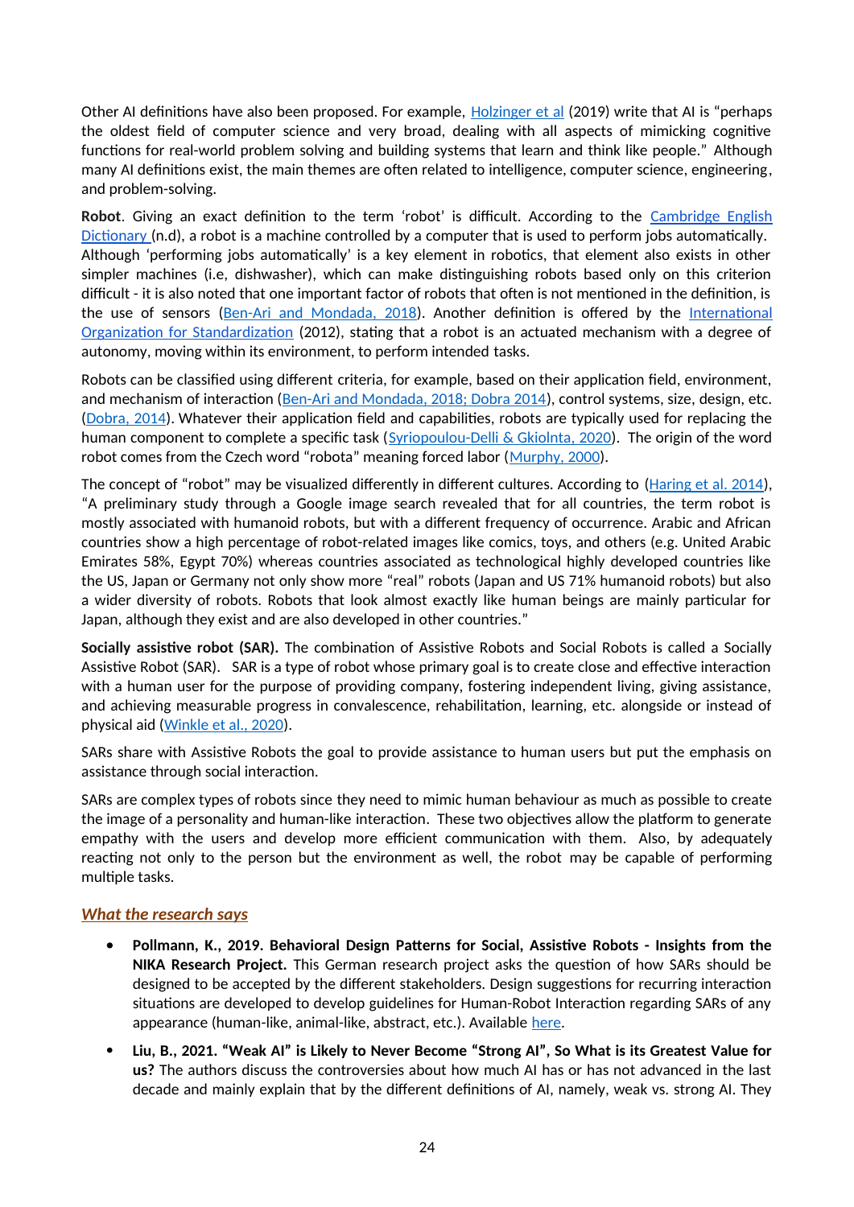Other AI definitions have also been proposed. For example, Holzinger et al (2019) write that AI is "perhaps the oldest field of computer science and very broad, dealing with all aspects of mimicking cognitive functions for real-world problem solving and building systems that learn and think like people." Although many AI definitions exist, the main themes are often related to intelligence, computer science, engineering, and problem-solving.

**Robot**. Giving an exact definition to the term 'robot' is difficult. According to the Cambridge English Dictionary (n.d), a robot is a machine controlled by a computer that is used to perform jobs automatically. Although 'performing jobs automatically' is a key element in robotics, that element also exists in other simpler machines (i.e, dishwasher), which can make distinguishing robots based only on this criterion difficult - it is also noted that one important factor of robots that often is not mentioned in the definition, is the use of sensors (Ben-Ari and Mondada, 2018). Another definition is offered by the International Organization for Standardization (2012), stating that a robot is an actuated mechanism with a degree of autonomy, moving within its environment, to perform intended tasks.

Robots can be classified using different criteria, for example, based on their application field, environment, and mechanism of interaction (Ben-Ari and Mondada, 2018; Dobra 2014), control systems, size, design, etc. (Dobra, 2014). Whatever their application field and capabilities, robots are typically used for replacing the human component to complete a specific task (Syriopoulou-Delli & Gkiolnta, 2020). The origin of the word robot comes from the Czech word "robota" meaning forced labor (Murphy, 2000).

The concept of "robot" may be visualized differently in different cultures. According to (Haring et al. 2014), "A preliminary study through a Google image search revealed that for all countries, the term robot is mostly associated with humanoid robots, but with a different frequency of occurrence. Arabic and African countries show a high percentage of robot-related images like comics, toys, and others (e.g. United Arabic Emirates 58%, Egypt 70%) whereas countries associated as technological highly developed countries like the US, Japan or Germany not only show more "real" robots (Japan and US 71% humanoid robots) but also a wider diversity of robots. Robots that look almost exactly like human beings are mainly particular for Japan, although they exist and are also developed in other countries."

**Socially assistive robot (SAR).** The combination of Assistive Robots and Social Robots is called a Socially Assistive Robot (SAR). SAR is a type of robot whose primary goal is to create close and effective interaction with a human user for the purpose of providing company, fostering independent living, giving assistance, and achieving measurable progress in convalescence, rehabilitation, learning, etc. alongside or instead of physical aid (Winkle et al., 2020).

SARs share with Assistive Robots the goal to provide assistance to human users but put the emphasis on assistance through social interaction.

SARs are complex types of robots since they need to mimic human behaviour as much as possible to create the image of a personality and human-like interaction. These two objectives allow the platform to generate empathy with the users and develop more efficient communication with them. Also, by adequately reacting not only to the person but the environment as well, the robot may be capable of performing multiple tasks.

### *What the research says*

- **Pollmann, K., 2019. Behavioral Design Patterns for Social, Assistive Robots - Insights from the NIKA Research Project.** This German research project asks the question of how SARs should be designed to be accepted by the different stakeholders. Design suggestions for recurring interaction situations are developed to develop guidelines for Human-Robot Interaction regarding SARs of any appearance (human-like, animal-like, abstract, etc.). Available here.
- **Liu, B., 2021. "Weak AI" is Likely to Never Become "Strong AI", So What is its Greatest Value for us?** The authors discuss the controversies about how much AI has or has not advanced in the last decade and mainly explain that by the different definitions of AI, namely, weak vs. strong AI. They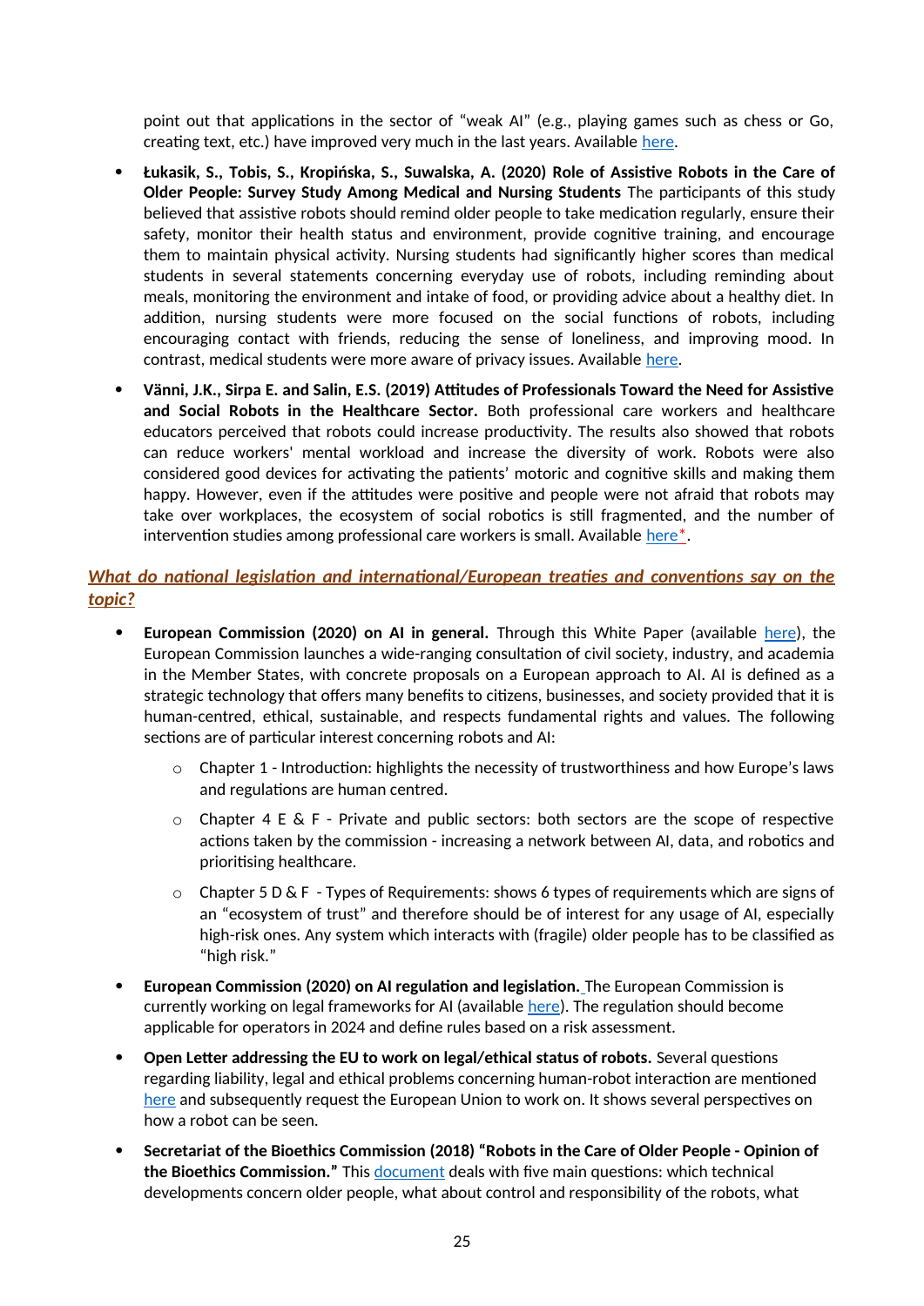point out that applications in the sector of "weak AI" (e.g., playing games such as chess or Go, creating text, etc.) have improved very much in the last years. Available here.

- **Łukasik, S., Tobis, S., Kropińska, S., Suwalska, A. (2020) Role of Assistive Robots in the Care of Older People: Survey Study Among Medical and Nursing Students** The participants of this study believed that assistive robots should remind older people to take medication regularly, ensure their safety, monitor their health status and environment, provide cognitive training, and encourage them to maintain physical activity. Nursing students had significantly higher scores than medical students in several statements concerning everyday use of robots, including reminding about meals, monitoring the environment and intake of food, or providing advice about a healthy diet. In addition, nursing students were more focused on the social functions of robots, including encouraging contact with friends, reducing the sense of loneliness, and improving mood. In contrast, medical students were more aware of privacy issues. Available here.
- **Vänni, J.K., Sirpa E. and Salin, E.S. (2019) Attitudes of Professionals Toward the Need for Assistive and Social Robots in the Healthcare Sector.** Both professional care workers and healthcare educators perceived that robots could increase productivity. The results also showed that robots can reduce workers' mental workload and increase the diversity of work. Robots were also considered good devices for activating the patients' motoric and cognitive skills and making them happy. However, even if the attitudes were positive and people were not afraid that robots may take over workplaces, the ecosystem of social robotics is still fragmented, and the number of intervention studies among professional care workers is small. Available here*.

## ***What do national legislation and international/European treaties and conventions say on the topic?***

- **European Commission (2020) on AI in general.** Through this White Paper (available here), the European Commission launches a wide-ranging consultation of civil society, industry, and academia in the Member States, with concrete proposals on a European approach to AI. AI is defined as a strategic technology that offers many benefits to citizens, businesses, and society provided that it is human-centred, ethical, sustainable, and respects fundamental rights and values. The following sections are of particular interest concerning robots and AI:
  - Chapter 1 - Introduction: highlights the necessity of trustworthiness and how Europe's laws and regulations are human centred.
  - Chapter 4 E & F - Private and public sectors: both sectors are the scope of respective actions taken by the commission - increasing a network between AI, data, and robotics and prioritising healthcare.
  - Chapter 5 D & F - Types of Requirements: shows 6 types of requirements which are signs of an "ecosystem of trust" and therefore should be of interest for any usage of AI, especially high-risk ones. Any system which interacts with (fragile) older people has to be classified as "high risk."
- **European Commission (2020) on AI regulation and legislation.** The European Commission is currently working on legal frameworks for AI (available here). The regulation should become applicable for operators in 2024 and define rules based on a risk assessment.
- **Open Letter addressing the EU to work on legal/ethical status of robots.** Several questions regarding liability, legal and ethical problems concerning human-robot interaction are mentioned here and subsequently request the European Union to work on. It shows several perspectives on how a robot can be seen.
- **Secretariat of the Bioethics Commission (2018) "Robots in the Care of Older People - Opinion of the Bioethics Commission."** This document deals with five main questions: which technical developments concern older people, what about control and responsibility of the robots, what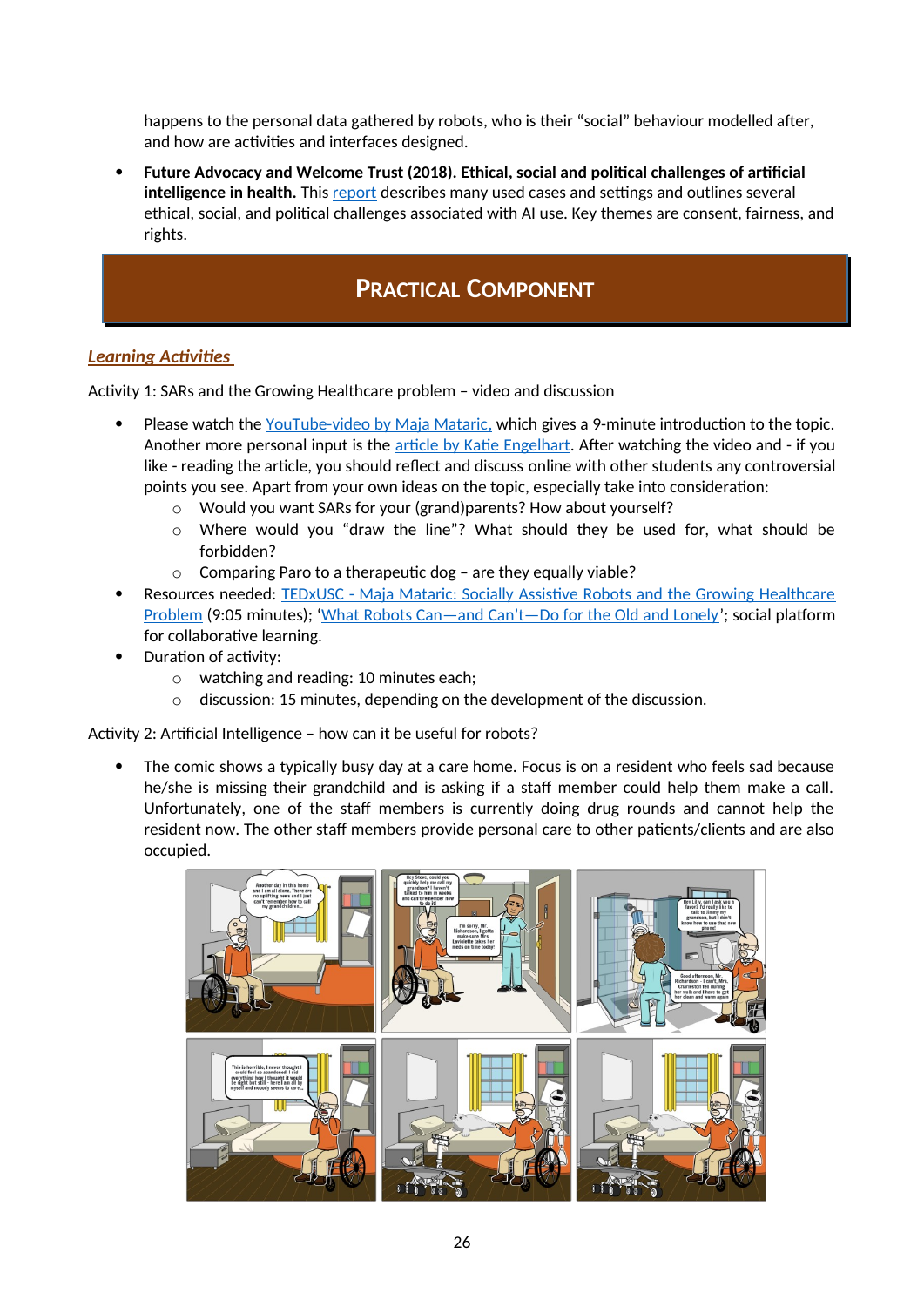happens to the personal data gathered by robots, who is their "social" behaviour modelled after, and how are activities and interfaces designed.

- **Future Advocacy and Welcome Trust (2018). Ethical, social and political challenges of artificial intelligence in health.** This report describes many used cases and settings and outlines several ethical, social, and political challenges associated with AI use. Key themes are consent, fairness, and rights.

# PRACTICAL COMPONENT

## *Learning Activities*

Activity 1: SARs and the Growing Healthcare problem – video and discussion

- Please watch the YouTube-video by Maja Mataric, which gives a 9-minute introduction to the topic. Another more personal input is the article by Katie Engelhart. After watching the video and - if you like - reading the article, you should reflect and discuss online with other students any controversial points you see. Apart from your own ideas on the topic, especially take into consideration:
  - Would you want SARs for your (grand)parents? How about yourself?
  - Where would you "draw the line"? What should they be used for, what should be forbidden?
  - Comparing Paro to a therapeutic dog – are they equally viable?
- Resources needed: TEDxUSC - Maja Mataric: Socially Assistive Robots and the Growing Healthcare Problem (9:05 minutes); 'What Robots Can—and Can't—Do for the Old and Lonely'; social platform for collaborative learning.
- Duration of activity:
  - watching and reading: 10 minutes each;
  - discussion: 15 minutes, depending on the development of the discussion.

Activity 2: Artificial Intelligence – how can it be useful for robots?

- The comic shows a typically busy day at a care home. Focus is on a resident who feels sad because he/she is missing their grandchild and is asking if a staff member could help them make a call. Unfortunately, one of the staff members is currently doing drug rounds and cannot help the resident now. The other staff members provide personal care to other patients/clients and are also occupied.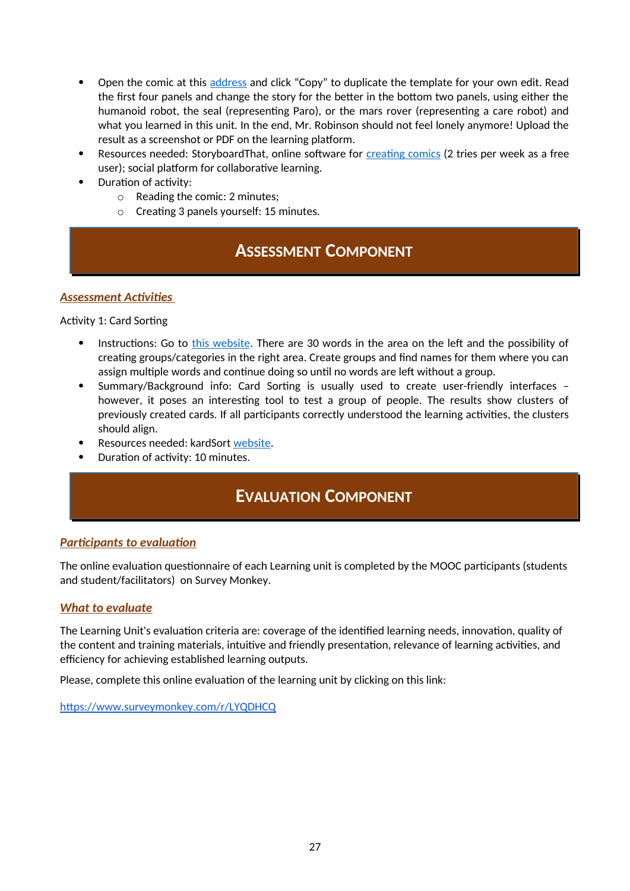- Open the comic at this address and click “Copy” to duplicate the template for your own edit. Read the first four panels and change the story for the better in the bottom two panels, using either the humanoid robot, the seal (representing Paro), or the mars rover (representing a care robot) and what you learned in this unit. In the end, Mr. Robinson should not feel lonely anymore! Upload the result as a screenshot or PDF on the learning platform.
- Resources needed: StoryboardThat, online software for creating comics (2 tries per week as a free user); social platform for collaborative learning.
- Duration of activity:
  - Reading the comic: 2 minutes;
  - Creating 3 panels yourself: 15 minutes.

## Assessment Component

### *Assessment Activities*

Activity 1: Card Sorting

- Instructions: Go to this website. There are 30 words in the area on the left and the possibility of creating groups/categories in the right area. Create groups and find names for them where you can assign multiple words and continue doing so until no words are left without a group.
- Summary/Background info: Card Sorting is usually used to create user-friendly interfaces – however, it poses an interesting tool to test a group of people. The results show clusters of previously created cards. If all participants correctly understood the learning activities, the clusters should align.
- Resources needed: kardSort website.
- Duration of activity: 10 minutes.

## Evaluation Component

### *Participants to evaluation*

The online evaluation questionnaire of each Learning unit is completed by the MOOC participants (students and student/facilitators) on Survey Monkey.

### *What to evaluate*

The Learning Unit's evaluation criteria are: coverage of the identified learning needs, innovation, quality of the content and training materials, intuitive and friendly presentation, relevance of learning activities, and efficiency for achieving established learning outputs.

Please, complete this online evaluation of the learning unit by clicking on this link:

https://www.surveymonkey.com/r/LYQDHCQ